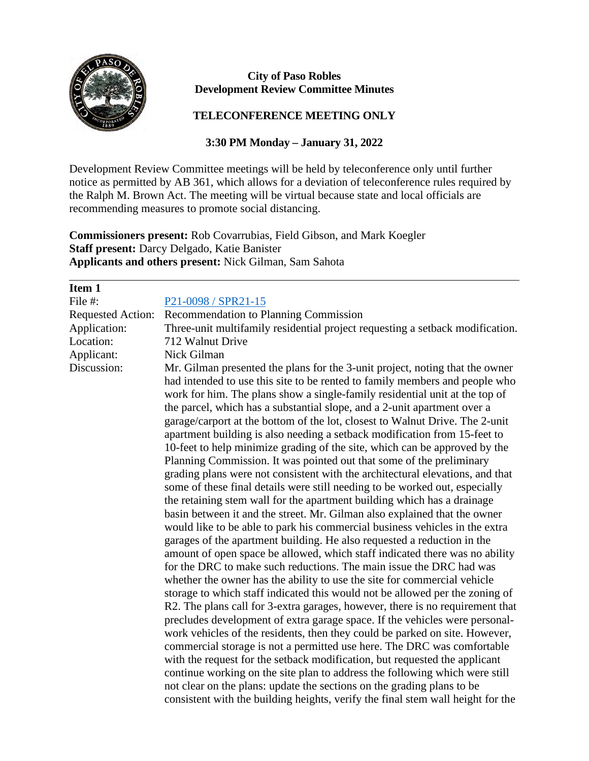**City of Paso Robles**
**Development Review Committee Minutes**

**TELECONFERENCE MEETING ONLY**

**3:30 PM Monday – January 31, 2022**

Development Review Committee meetings will be held by teleconference only until further notice as permitted by AB 361, which allows for a deviation of teleconference rules required by the Ralph M. Brown Act. The meeting will be virtual because state and local officials are recommending measures to promote social distancing.

**Commissioners present:** Rob Covarrubias, Field Gibson, and Mark Koegler
**Staff present:** Darcy Delgado, Katie Banister
**Applicants and others present:** Nick Gilman, Sam Sahota

---

**Item 1**

| | |
|---|---|
| File #: | P21-0098 / SPR21-15 |
| Requested Action: | Recommendation to Planning Commission |
| Application: | Three-unit multifamily residential project requesting a setback modification. |
| Location: | 712 Walnut Drive |
| Applicant: | Nick Gilman |
| Discussion: | Mr. Gilman presented the plans for the 3-unit project, noting that the owner had intended to use this site to be rented to family members and people who work for him. The plans show a single-family residential unit at the top of the parcel, which has a substantial slope, and a 2-unit apartment over a garage/carport at the bottom of the lot, closest to Walnut Drive. The 2-unit apartment building is also needing a setback modification from 15-feet to 10-feet to help minimize grading of the site, which can be approved by the Planning Commission. It was pointed out that some of the preliminary grading plans were not consistent with the architectural elevations, and that some of these final details were still needing to be worked out, especially the retaining stem wall for the apartment building which has a drainage basin between it and the street. Mr. Gilman also explained that the owner would like to be able to park his commercial business vehicles in the extra garages of the apartment building. He also requested a reduction in the amount of open space be allowed, which staff indicated there was no ability for the DRC to make such reductions. The main issue the DRC had was whether the owner has the ability to use the site for commercial vehicle storage to which staff indicated this would not be allowed per the zoning of R2. The plans call for 3-extra garages, however, there is no requirement that precludes development of extra garage space. If the vehicles were personal-work vehicles of the residents, then they could be parked on site. However, commercial storage is not a permitted use here. The DRC was comfortable with the request for the setback modification, but requested the applicant continue working on the site plan to address the following which were still not clear on the plans: update the sections on the grading plans to be consistent with the building heights, verify the final stem wall height for the |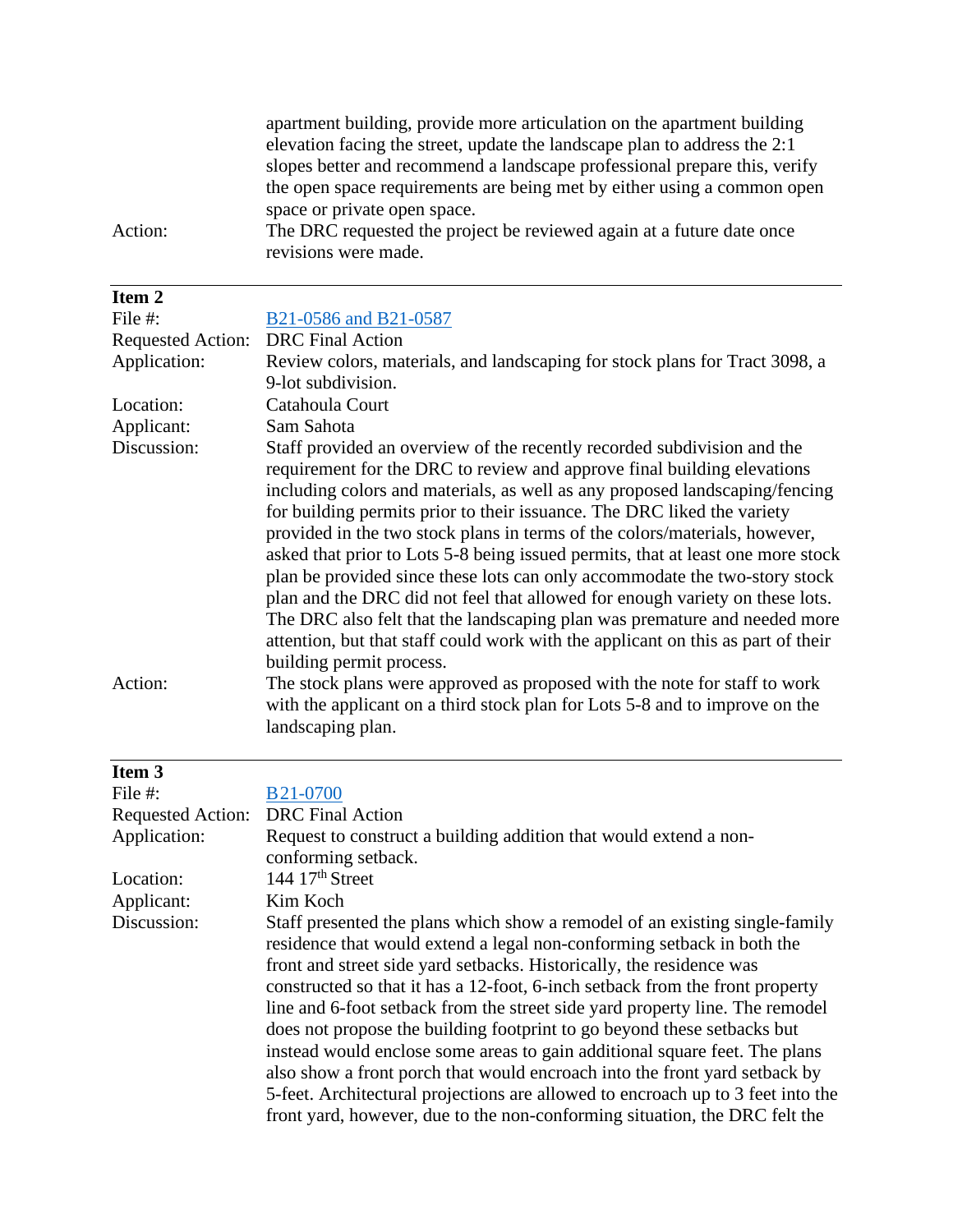| | |
|---|---|
| | apartment building, provide more articulation on the apartment building elevation facing the street, update the landscape plan to address the 2:1 slopes better and recommend a landscape professional prepare this, verify the open space requirements are being met by either using a common open space or private open space. |
| Action: | The DRC requested the project be reviewed again at a future date once revisions were made. |

---

**Item 2**

| | |
|---|---|
| File #: | [B21-0586 and B21-0587]() |
| Requested Action: | DRC Final Action |
| Application: | Review colors, materials, and landscaping for stock plans for Tract 3098, a 9-lot subdivision. |
| Location: | Catahoula Court |
| Applicant: | Sam Sahota |
| Discussion: | Staff provided an overview of the recently recorded subdivision and the requirement for the DRC to review and approve final building elevations including colors and materials, as well as any proposed landscaping/fencing for building permits prior to their issuance. The DRC liked the variety provided in the two stock plans in terms of the colors/materials, however, asked that prior to Lots 5-8 being issued permits, that at least one more stock plan be provided since these lots can only accommodate the two-story stock plan and the DRC did not feel that allowed for enough variety on these lots. The DRC also felt that the landscaping plan was premature and needed more attention, but that staff could work with the applicant on this as part of their building permit process. |
| Action: | The stock plans were approved as proposed with the note for staff to work with the applicant on a third stock plan for Lots 5-8 and to improve on the landscaping plan. |

---

**Item 3**

| | |
|---|---|
| File #: | [B21-0700]() |
| Requested Action: | DRC Final Action |
| Application: | Request to construct a building addition that would extend a non-conforming setback. |
| Location: | 144 17th Street |
| Applicant: | Kim Koch |
| Discussion: | Staff presented the plans which show a remodel of an existing single-family residence that would extend a legal non-conforming setback in both the front and street side yard setbacks. Historically, the residence was constructed so that it has a 12-foot, 6-inch setback from the front property line and 6-foot setback from the street side yard property line. The remodel does not propose the building footprint to go beyond these setbacks but instead would enclose some areas to gain additional square feet. The plans also show a front porch that would encroach into the front yard setback by 5-feet. Architectural projections are allowed to encroach up to 3 feet into the front yard, however, due to the non-conforming situation, the DRC felt the |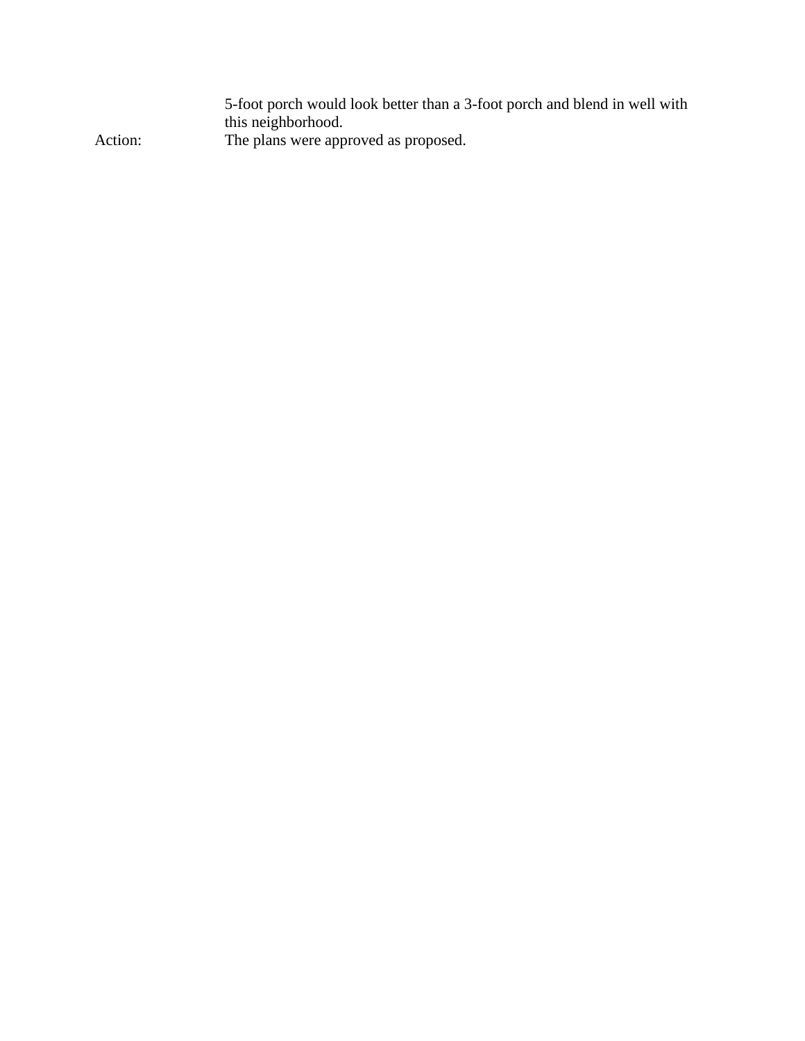5-foot porch would look better than a 3-foot porch and blend in well with this neighborhood.

Action: The plans were approved as proposed.